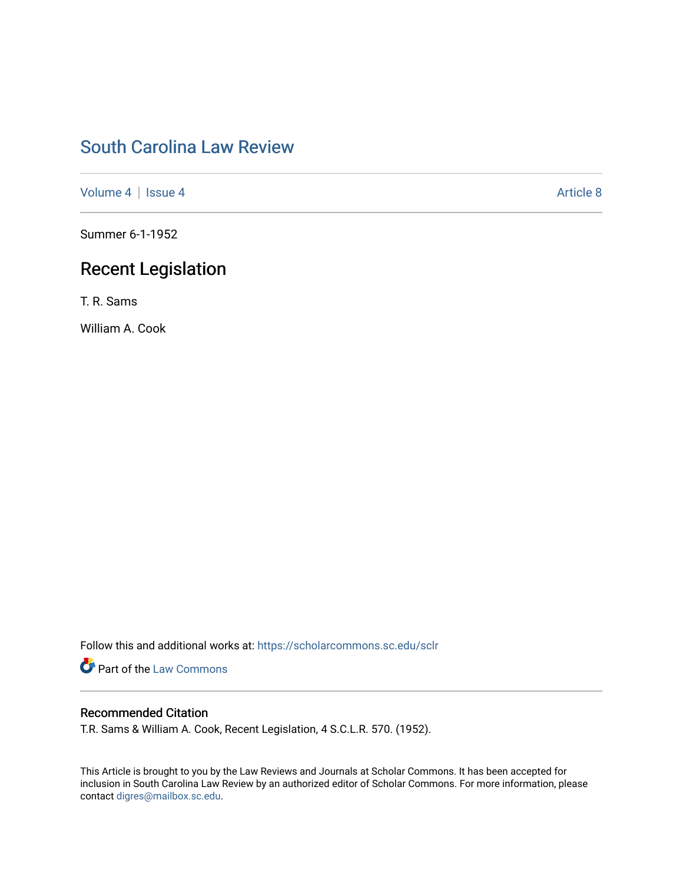# South Carolina Law Review

Volume 4 | Issue 4 Article 8

Summer 6-1-1952

## Recent Legislation

T. R. Sams

William A. Cook

Follow this and additional works at: https://scholarcommons.sc.edu/sclr

Part of the Law Commons

### Recommended Citation

T.R. Sams & William A. Cook, Recent Legislation, 4 S.C.L.R. 570. (1952).

This Article is brought to you by the Law Reviews and Journals at Scholar Commons. It has been accepted for inclusion in South Carolina Law Review by an authorized editor of Scholar Commons. For more information, please contact digres@mailbox.sc.edu.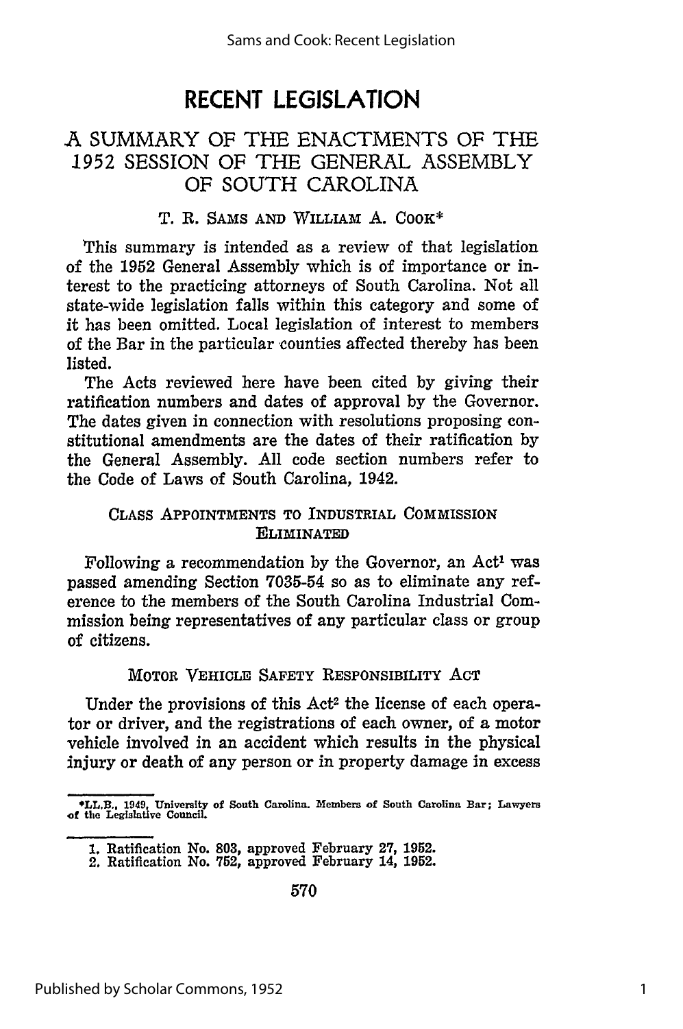# RECENT LEGISLATION

## A SUMMARY OF THE ENACTMENTS OF THE 1952 SESSION OF THE GENERAL ASSEMBLY OF SOUTH CAROLINA

T. R. SAMS AND WILLIAM A. COOK*

This summary is intended as a review of that legislation of the 1952 General Assembly which is of importance or interest to the practicing attorneys of South Carolina. Not all state-wide legislation falls within this category and some of it has been omitted. Local legislation of interest to members of the Bar in the particular counties affected thereby has been listed.

The Acts reviewed here have been cited by giving their ratification numbers and dates of approval by the Governor. The dates given in connection with resolutions proposing constitutional amendments are the dates of their ratification by the General Assembly. All code section numbers refer to the Code of Laws of South Carolina, 1942.

### CLASS APPOINTMENTS TO INDUSTRIAL COMMISSION ELIMINATED

Following a recommendation by the Governor, an Act[1] was passed amending Section 7035-54 so as to eliminate any reference to the members of the South Carolina Industrial Commission being representatives of any particular class or group of citizens.

### MOTOR VEHICLE SAFETY RESPONSIBILITY ACT

Under the provisions of this Act[2] the license of each operator or driver, and the registrations of each owner, of a motor vehicle involved in an accident which results in the physical injury or death of any person or in property damage in excess

---

*LL.B., 1949, University of South Carolina. Members of South Carolina Bar; Lawyers of the Legislative Council.

1. Ratification No. 803, approved February 27, 1952.
2. Ratification No. 752, approved February 14, 1952.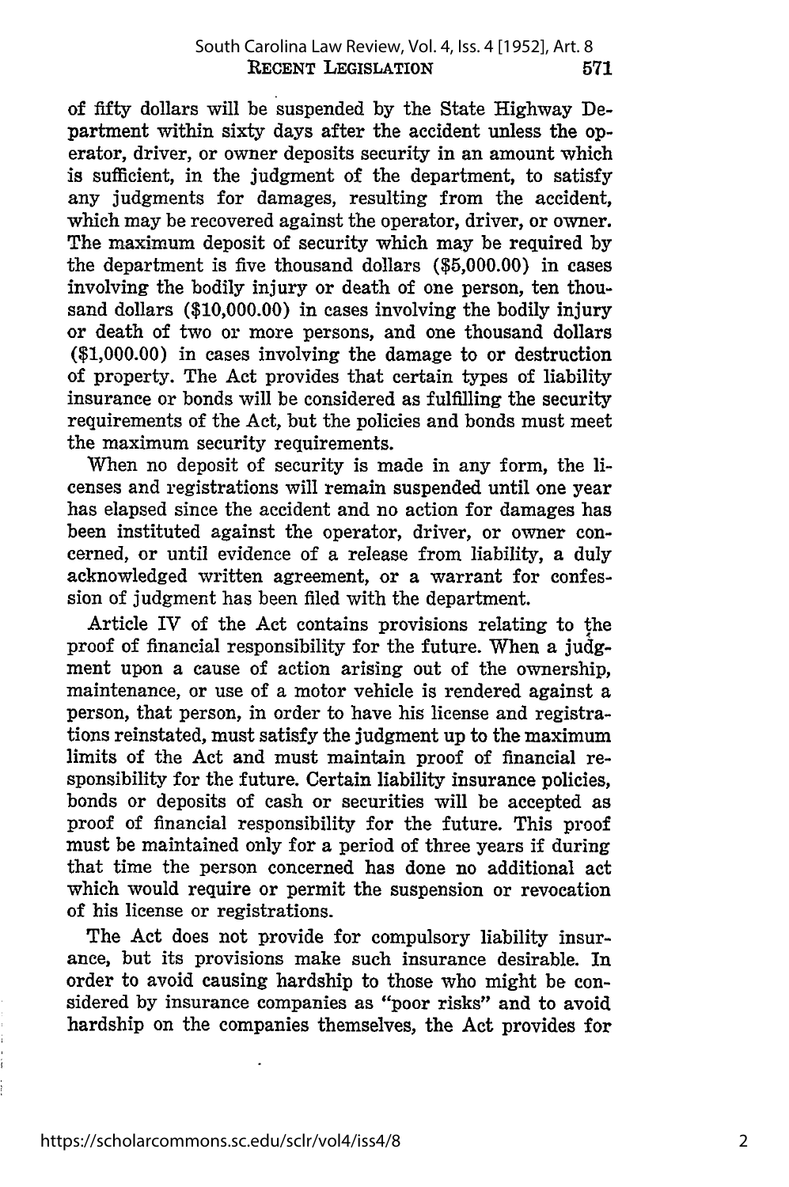of fifty dollars will be suspended by the State Highway Department within sixty days after the accident unless the operator, driver, or owner deposits security in an amount which is sufficient, in the judgment of the department, to satisfy any judgments for damages, resulting from the accident, which may be recovered against the operator, driver, or owner. The maximum deposit of security which may be required by the department is five thousand dollars ($5,000.00) in cases involving the bodily injury or death of one person, ten thousand dollars ($10,000.00) in cases involving the bodily injury or death of two or more persons, and one thousand dollars ($1,000.00) in cases involving the damage to or destruction of property. The Act provides that certain types of liability insurance or bonds will be considered as fulfilling the security requirements of the Act, but the policies and bonds must meet the maximum security requirements.

When no deposit of security is made in any form, the licenses and registrations will remain suspended until one year has elapsed since the accident and no action for damages has been instituted against the operator, driver, or owner concerned, or until evidence of a release from liability, a duly acknowledged written agreement, or a warrant for confession of judgment has been filed with the department.

Article IV of the Act contains provisions relating to the proof of financial responsibility for the future. When a judgment upon a cause of action arising out of the ownership, maintenance, or use of a motor vehicle is rendered against a person, that person, in order to have his license and registrations reinstated, must satisfy the judgment up to the maximum limits of the Act and must maintain proof of financial responsibility for the future. Certain liability insurance policies, bonds or deposits of cash or securities will be accepted as proof of financial responsibility for the future. This proof must be maintained only for a period of three years if during that time the person concerned has done no additional act which would require or permit the suspension or revocation of his license or registrations.

The Act does not provide for compulsory liability insurance, but its provisions make such insurance desirable. In order to avoid causing hardship to those who might be considered by insurance companies as "poor risks" and to avoid hardship on the companies themselves, the Act provides for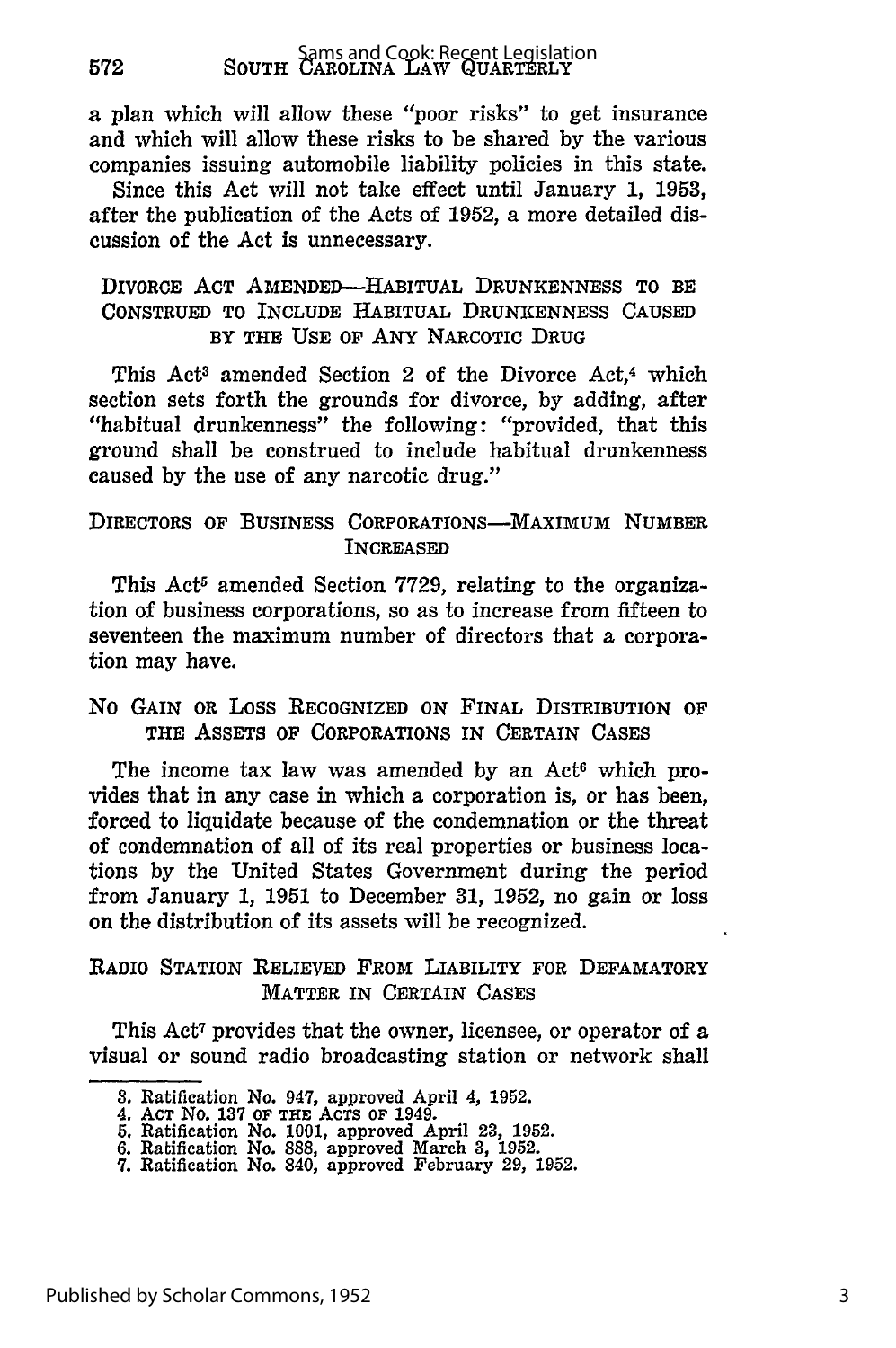a plan which will allow these "poor risks" to get insurance and which will allow these risks to be shared by the various companies issuing automobile liability policies in this state.

Since this Act will not take effect until January 1, 1953, after the publication of the Acts of 1952, a more detailed discussion of the Act is unnecessary.

### DIVORCE ACT AMENDED—HABITUAL DRUNKENNESS TO BE CONSTRUED TO INCLUDE HABITUAL DRUNKENNESS CAUSED BY THE USE OF ANY NARCOTIC DRUG

This Act[3] amended Section 2 of the Divorce Act,[4] which section sets forth the grounds for divorce, by adding, after "habitual drunkenness" the following: "provided, that this ground shall be construed to include habitual drunkenness caused by the use of any narcotic drug."

### DIRECTORS OF BUSINESS CORPORATIONS—MAXIMUM NUMBER INCREASED

This Act[5] amended Section 7729, relating to the organization of business corporations, so as to increase from fifteen to seventeen the maximum number of directors that a corporation may have.

### NO GAIN OR LOSS RECOGNIZED ON FINAL DISTRIBUTION OF THE ASSETS OF CORPORATIONS IN CERTAIN CASES

The income tax law was amended by an Act[6] which provides that in any case in which a corporation is, or has been, forced to liquidate because of the condemnation or the threat of condemnation of all of its real properties or business locations by the United States Government during the period from January 1, 1951 to December 31, 1952, no gain or loss on the distribution of its assets will be recognized.

### RADIO STATION RELIEVED FROM LIABILITY FOR DEFAMATORY MATTER IN CERTAIN CASES

This Act[7] provides that the owner, licensee, or operator of a visual or sound radio broadcasting station or network shall

---

3. Ratification No. 947, approved April 4, 1952.
4. ACT NO. 137 OF THE ACTS OF 1949.
5. Ratification No. 1001, approved April 23, 1952.
6. Ratification No. 888, approved March 3, 1952.
7. Ratification No. 840, approved February 29, 1952.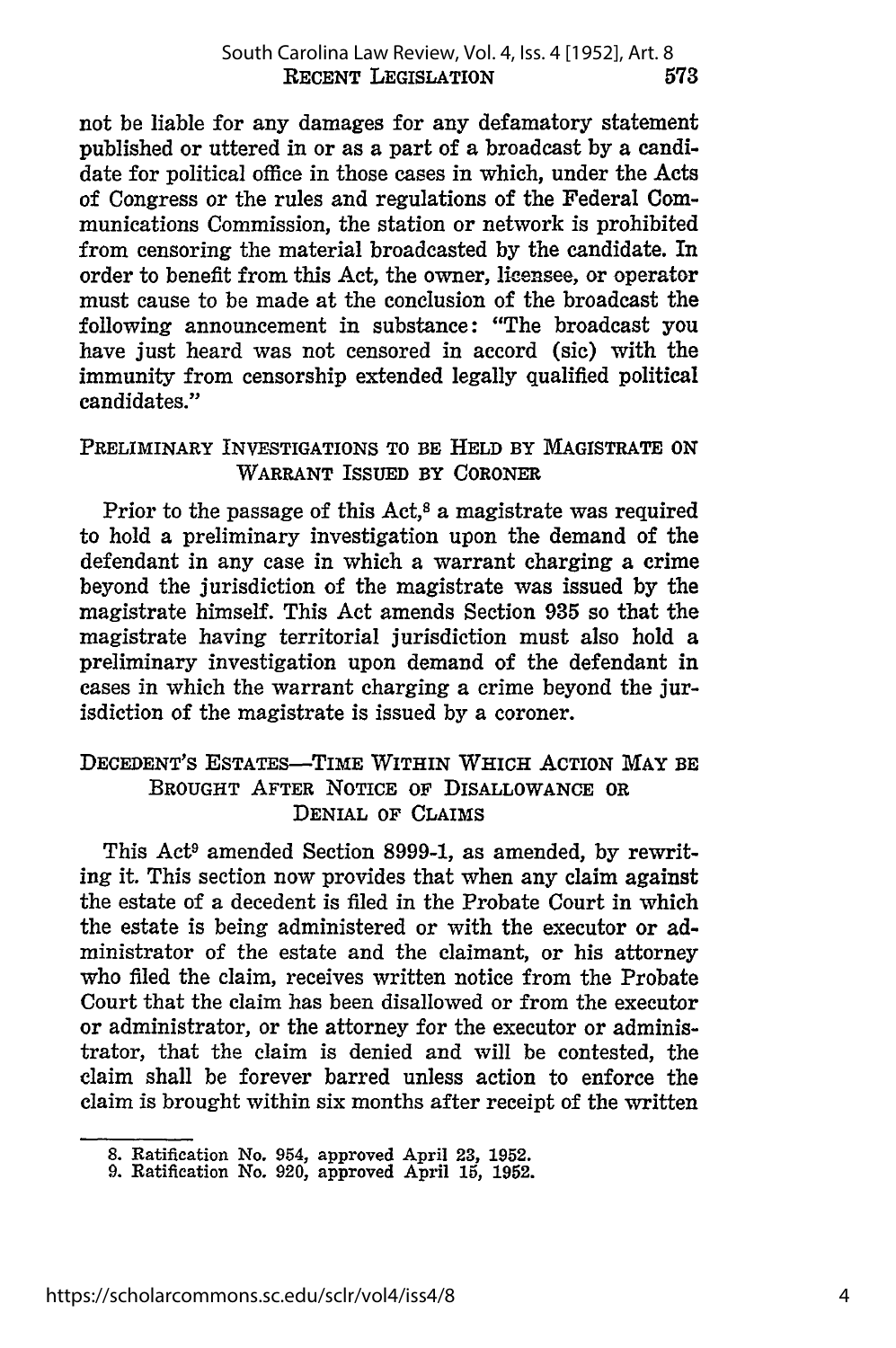not be liable for any damages for any defamatory statement published or uttered in or as a part of a broadcast by a candidate for political office in those cases in which, under the Acts of Congress or the rules and regulations of the Federal Communications Commission, the station or network is prohibited from censoring the material broadcasted by the candidate. In order to benefit from this Act, the owner, licensee, or operator must cause to be made at the conclusion of the broadcast the following announcement in substance: "The broadcast you have just heard was not censored in accord (sic) with the immunity from censorship extended legally qualified political candidates."

## PRELIMINARY INVESTIGATIONS TO BE HELD BY MAGISTRATE ON WARRANT ISSUED BY CORONER

Prior to the passage of this Act,[8] a magistrate was required to hold a preliminary investigation upon the demand of the defendant in any case in which a warrant charging a crime beyond the jurisdiction of the magistrate was issued by the magistrate himself. This Act amends Section 935 so that the magistrate having territorial jurisdiction must also hold a preliminary investigation upon demand of the defendant in cases in which the warrant charging a crime beyond the jurisdiction of the magistrate is issued by a coroner.

## DECEDENT'S ESTATES—TIME WITHIN WHICH ACTION MAY BE BROUGHT AFTER NOTICE OF DISALLOWANCE OR DENIAL OF CLAIMS

This Act[9] amended Section 8999-1, as amended, by rewriting it. This section now provides that when any claim against the estate of a decedent is filed in the Probate Court in which the estate is being administered or with the executor or administrator of the estate and the claimant, or his attorney who filed the claim, receives written notice from the Probate Court that the claim has been disallowed or from the executor or administrator, or the attorney for the executor or administrator, that the claim is denied and will be contested, the claim shall be forever barred unless action to enforce the claim is brought within six months after receipt of the written

---

8. Ratification No. 954, approved April 23, 1952.
9. Ratification No. 920, approved April 15, 1952.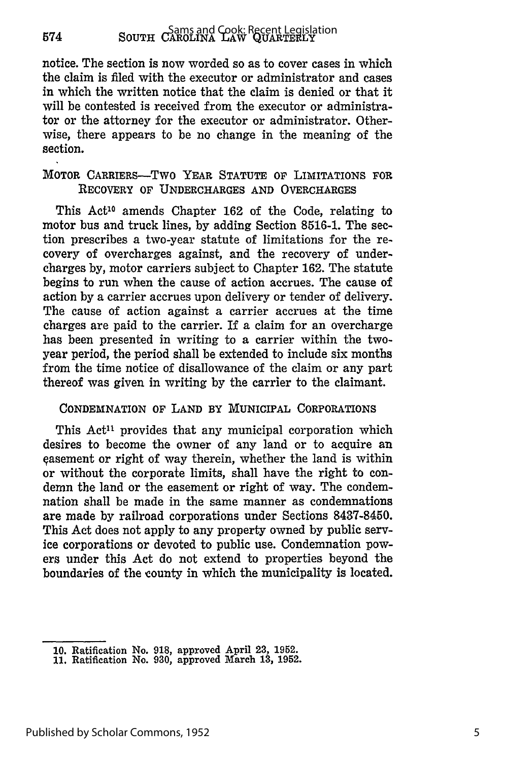notice. The section is now worded so as to cover cases in which the claim is filed with the executor or administrator and cases in which the written notice that the claim is denied or that it will be contested is received from the executor or administrator or the attorney for the executor or administrator. Otherwise, there appears to be no change in the meaning of the section.

### MOTOR CARRIERS—TWO YEAR STATUTE OF LIMITATIONS FOR RECOVERY OF UNDERCHARGES AND OVERCHARGES

This Act[10] amends Chapter 162 of the Code, relating to motor bus and truck lines, by adding Section 8516-1. The section prescribes a two-year statute of limitations for the recovery of overcharges against, and the recovery of undercharges by, motor carriers subject to Chapter 162. The statute begins to run when the cause of action accrues. The cause of action by a carrier accrues upon delivery or tender of delivery. The cause of action against a carrier accrues at the time charges are paid to the carrier. If a claim for an overcharge has been presented in writing to a carrier within the two-year period, the period shall be extended to include six months from the time notice of disallowance of the claim or any part thereof was given in writing by the carrier to the claimant.

### CONDEMNATION OF LAND BY MUNICIPAL CORPORATIONS

This Act[11] provides that any municipal corporation which desires to become the owner of any land or to acquire an easement or right of way therein, whether the land is within or without the corporate limits, shall have the right to condemn the land or the easement or right of way. The condemnation shall be made in the same manner as condemnations are made by railroad corporations under Sections 8437-8450. This Act does not apply to any property owned by public service corporations or devoted to public use. Condemnation powers under this Act do not extend to properties beyond the boundaries of the county in which the municipality is located.

---

10. Ratification No. 918, approved April 23, 1952.
11. Ratification No. 930, approved March 13, 1952.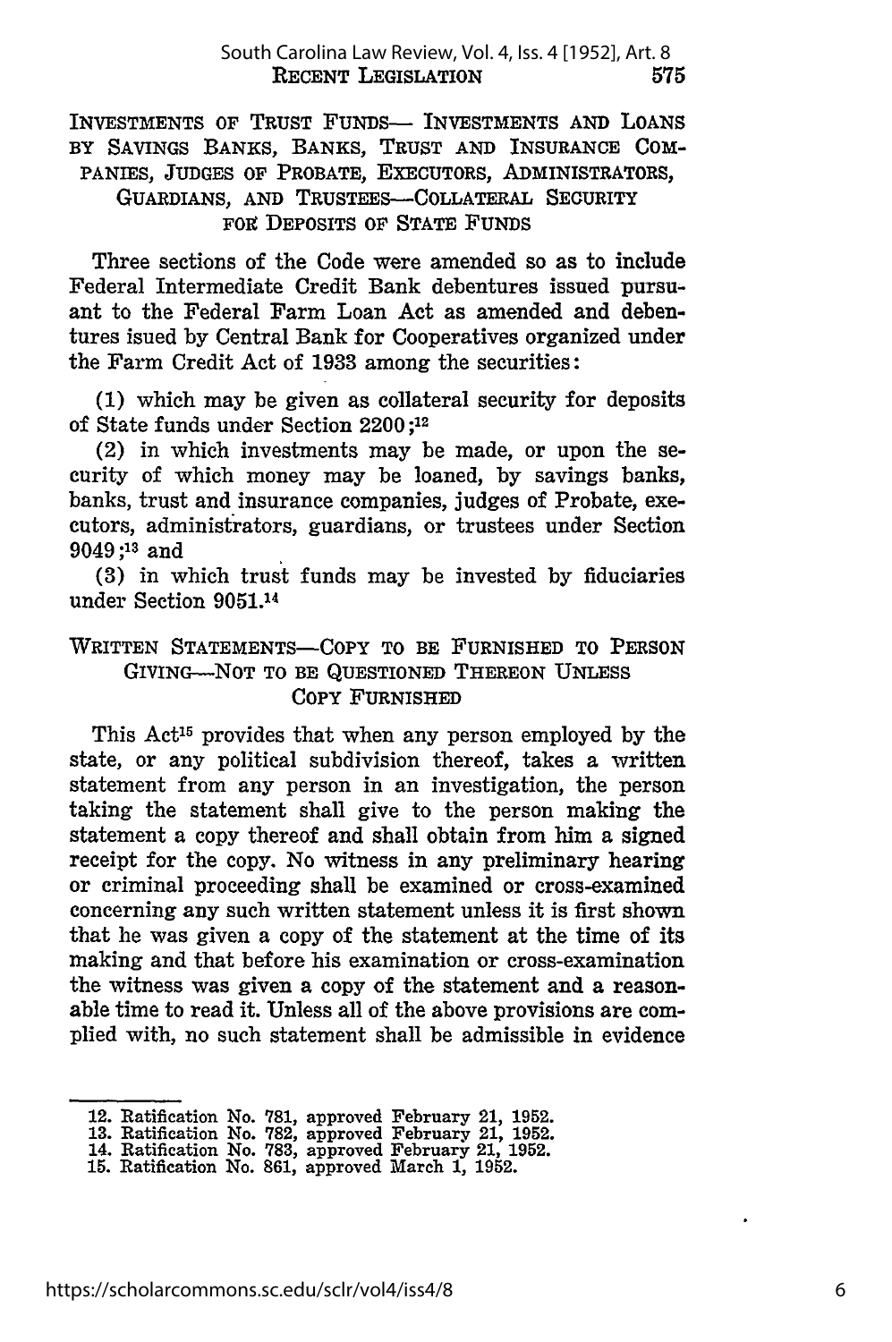### INVESTMENTS OF TRUST FUNDS— INVESTMENTS AND LOANS BY SAVINGS BANKS, BANKS, TRUST AND INSURANCE COMPANIES, JUDGES OF PROBATE, EXECUTORS, ADMINISTRATORS, GUARDIANS, AND TRUSTEES—COLLATERAL SECURITY FOR DEPOSITS OF STATE FUNDS

Three sections of the Code were amended so as to include Federal Intermediate Credit Bank debentures issued pursuant to the Federal Farm Loan Act as amended and debentures isued by Central Bank for Cooperatives organized under the Farm Credit Act of 1933 among the securities:

(1) which may be given as collateral security for deposits of State funds under Section 2200;[12]

(2) in which investments may be made, or upon the security of which money may be loaned, by savings banks, banks, trust and insurance companies, judges of Probate, executors, administrators, guardians, or trustees under Section 9049;[13] and

(3) in which trust funds may be invested by fiduciaries under Section 9051.[14]

### WRITTEN STATEMENTS—COPY TO BE FURNISHED TO PERSON GIVING—NOT TO BE QUESTIONED THEREON UNLESS COPY FURNISHED

This Act[15] provides that when any person employed by the state, or any political subdivision thereof, takes a written statement from any person in an investigation, the person taking the statement shall give to the person making the statement a copy thereof and shall obtain from him a signed receipt for the copy. No witness in any preliminary hearing or criminal proceeding shall be examined or cross-examined concerning any such written statement unless it is first shown that he was given a copy of the statement at the time of its making and that before his examination or cross-examination the witness was given a copy of the statement and a reasonable time to read it. Unless all of the above provisions are complied with, no such statement shall be admissible in evidence

---

12. Ratification No. 781, approved February 21, 1952.
13. Ratification No. 782, approved February 21, 1952.
14. Ratification No. 783, approved February 21, 1952.
15. Ratification No. 861, approved March 1, 1952.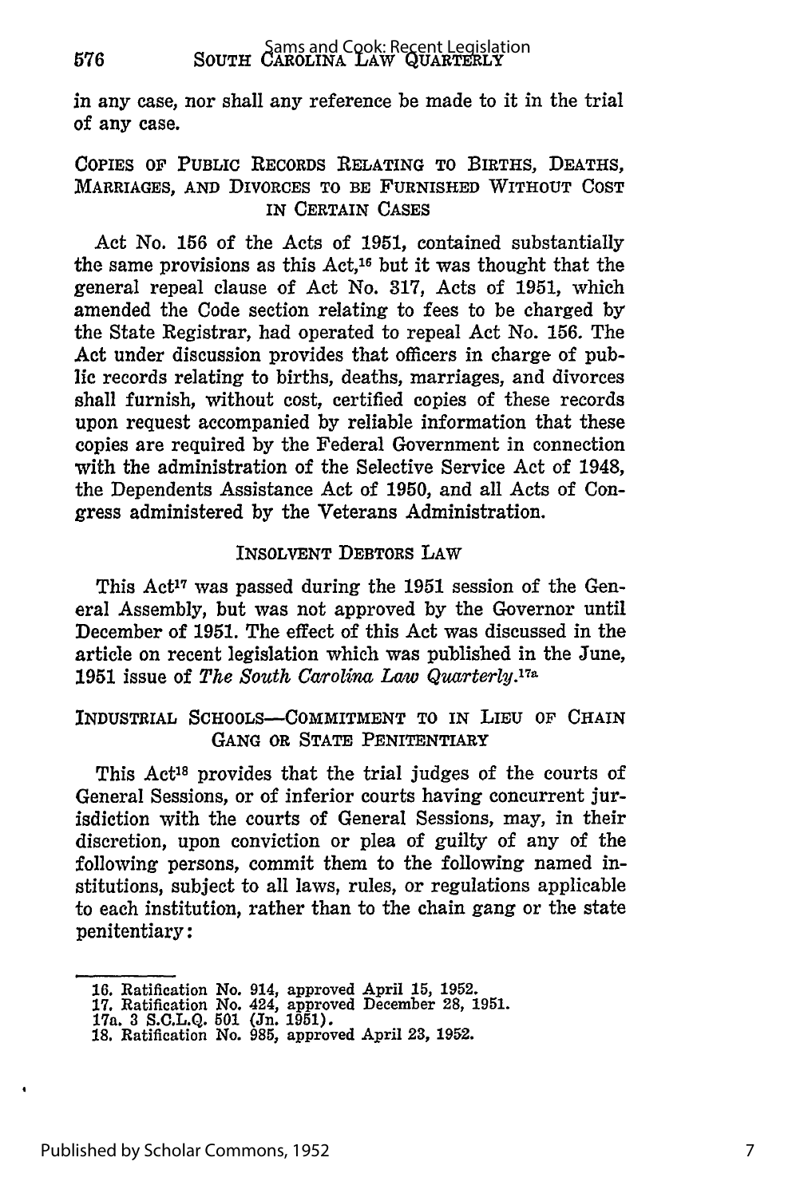in any case, nor shall any reference be made to it in the trial of any case.

## COPIES OF PUBLIC RECORDS RELATING TO BIRTHS, DEATHS, MARRIAGES, AND DIVORCES TO BE FURNISHED WITHOUT COST IN CERTAIN CASES

Act No. 156 of the Acts of 1951, contained substantially the same provisions as this Act,[16] but it was thought that the general repeal clause of Act No. 317, Acts of 1951, which amended the Code section relating to fees to be charged by the State Registrar, had operated to repeal Act No. 156. The Act under discussion provides that officers in charge of public records relating to births, deaths, marriages, and divorces shall furnish, without cost, certified copies of these records upon request accompanied by reliable information that these copies are required by the Federal Government in connection with the administration of the Selective Service Act of 1948, the Dependents Assistance Act of 1950, and all Acts of Congress administered by the Veterans Administration.

## INSOLVENT DEBTORS LAW

This Act[17] was passed during the 1951 session of the General Assembly, but was not approved by the Governor until December of 1951. The effect of this Act was discussed in the article on recent legislation which was published in the June, 1951 issue of *The South Carolina Law Quarterly*.[17a]

## INDUSTRIAL SCHOOLS—COMMITMENT TO IN LIEU OF CHAIN GANG OR STATE PENITENTIARY

This Act[18] provides that the trial judges of the courts of General Sessions, or of inferior courts having concurrent jurisdiction with the courts of General Sessions, may, in their discretion, upon conviction or plea of guilty of any of the following persons, commit them to the following named institutions, subject to all laws, rules, or regulations applicable to each institution, rather than to the chain gang or the state penitentiary:

---

16. Ratification No. 914, approved April 15, 1952.
17. Ratification No. 424, approved December 28, 1951.
17a. 3 S.C.L.Q. 501 (Jn. 1951).
18. Ratification No. 985, approved April 23, 1952.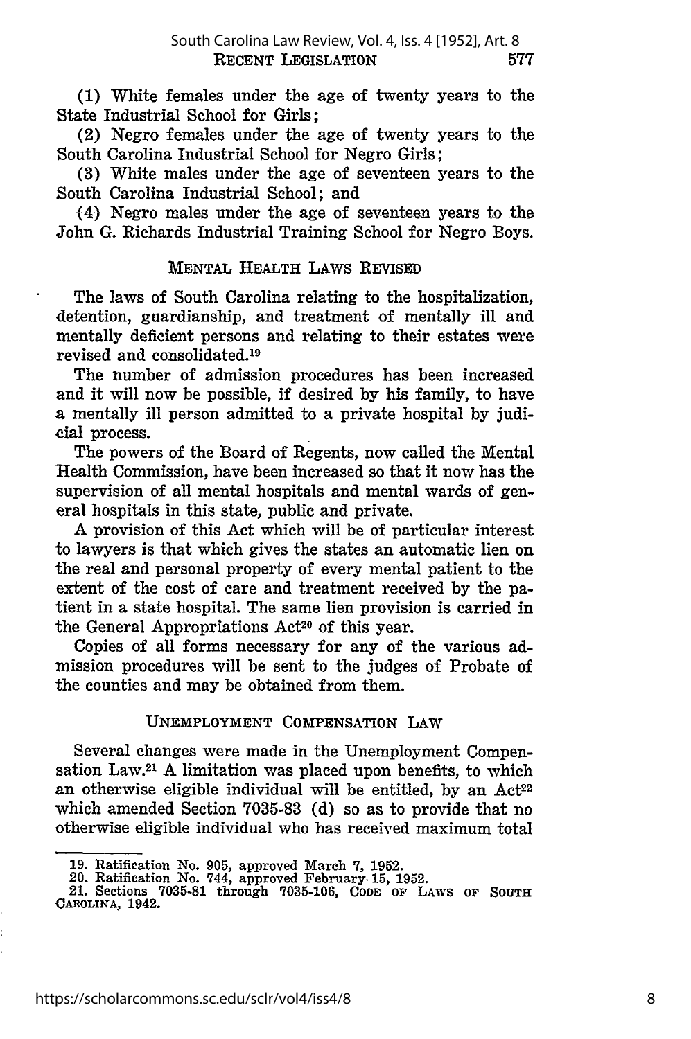(1) White females under the age of twenty years to the State Industrial School for Girls;

(2) Negro females under the age of twenty years to the South Carolina Industrial School for Negro Girls;

(3) White males under the age of seventeen years to the South Carolina Industrial School; and

(4) Negro males under the age of seventeen years to the John G. Richards Industrial Training School for Negro Boys.

## MENTAL HEALTH LAWS REVISED

The laws of South Carolina relating to the hospitalization, detention, guardianship, and treatment of mentally ill and mentally deficient persons and relating to their estates were revised and consolidated.[19]

The number of admission procedures has been increased and it will now be possible, if desired by his family, to have a mentally ill person admitted to a private hospital by judicial process.

The powers of the Board of Regents, now called the Mental Health Commission, have been increased so that it now has the supervision of all mental hospitals and mental wards of general hospitals in this state, public and private.

A provision of this Act which will be of particular interest to lawyers is that which gives the states an automatic lien on the real and personal property of every mental patient to the extent of the cost of care and treatment received by the patient in a state hospital. The same lien provision is carried in the General Appropriations Act[20] of this year.

Copies of all forms necessary for any of the various admission procedures will be sent to the judges of Probate of the counties and may be obtained from them.

## UNEMPLOYMENT COMPENSATION LAW

Several changes were made in the Unemployment Compensation Law.[21] A limitation was placed upon benefits, to which an otherwise eligible individual will be entitled, by an Act[22] which amended Section 7035-83 (d) so as to provide that no otherwise eligible individual who has received maximum total

---

19. Ratification No. 905, approved March 7, 1952.
20. Ratification No. 744, approved February 15, 1952.
21. Sections 7035-81 through 7035-106, CODE OF LAWS OF SOUTH CAROLINA, 1942.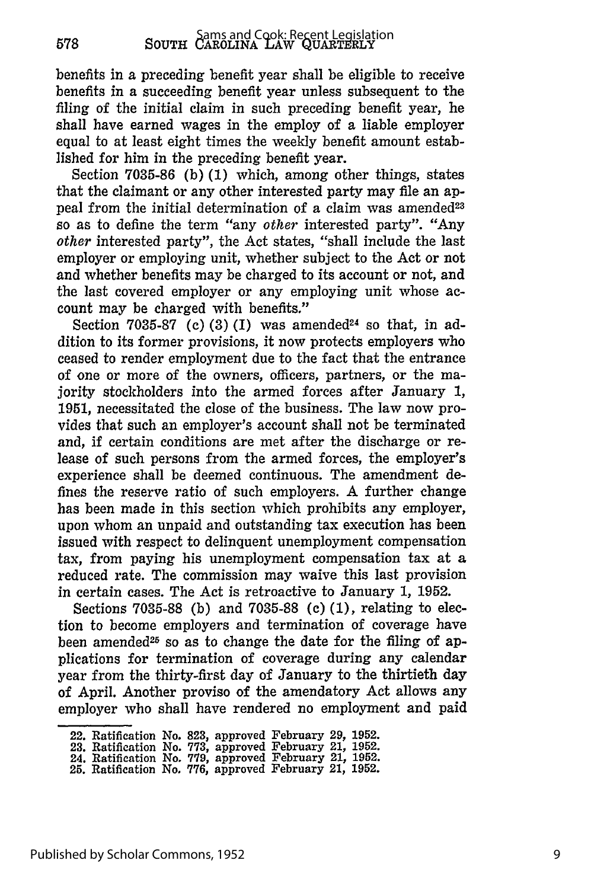benefits in a preceding benefit year shall be eligible to receive benefits in a succeeding benefit year unless subsequent to the filing of the initial claim in such preceding benefit year, he shall have earned wages in the employ of a liable employer equal to at least eight times the weekly benefit amount established for him in the preceding benefit year.

Section 7035-86 (b) (1) which, among other things, states that the claimant or any other interested party may file an appeal from the initial determination of a claim was amended[23] so as to define the term "any *other* interested party". "Any *other* interested party", the Act states, "shall include the last employer or employing unit, whether subject to the Act or not and whether benefits may be charged to its account or not, and the last covered employer or any employing unit whose account may be charged with benefits."

Section 7035-87 (c) (3) (I) was amended[24] so that, in addition to its former provisions, it now protects employers who ceased to render employment due to the fact that the entrance of one or more of the owners, officers, partners, or the majority stockholders into the armed forces after January 1, 1951, necessitated the close of the business. The law now provides that such an employer's account shall not be terminated and, if certain conditions are met after the discharge or release of such persons from the armed forces, the employer's experience shall be deemed continuous. The amendment defines the reserve ratio of such employers. A further change has been made in this section which prohibits any employer, upon whom an unpaid and outstanding tax execution has been issued with respect to delinquent unemployment compensation tax, from paying his unemployment compensation tax at a reduced rate. The commission may waive this last provision in certain cases. The Act is retroactive to January 1, 1952.

Sections 7035-88 (b) and 7035-88 (c) (1), relating to election to become employers and termination of coverage have been amended[25] so as to change the date for the filing of applications for termination of coverage during any calendar year from the thirty-first day of January to the thirtieth day of April. Another proviso of the amendatory Act allows any employer who shall have rendered no employment and paid

22. Ratification No. 823, approved February 29, 1952.
23. Ratification No. 773, approved February 21, 1952.
24. Ratification No. 779, approved February 21, 1952.
25. Ratification No. 776, approved February 21, 1952.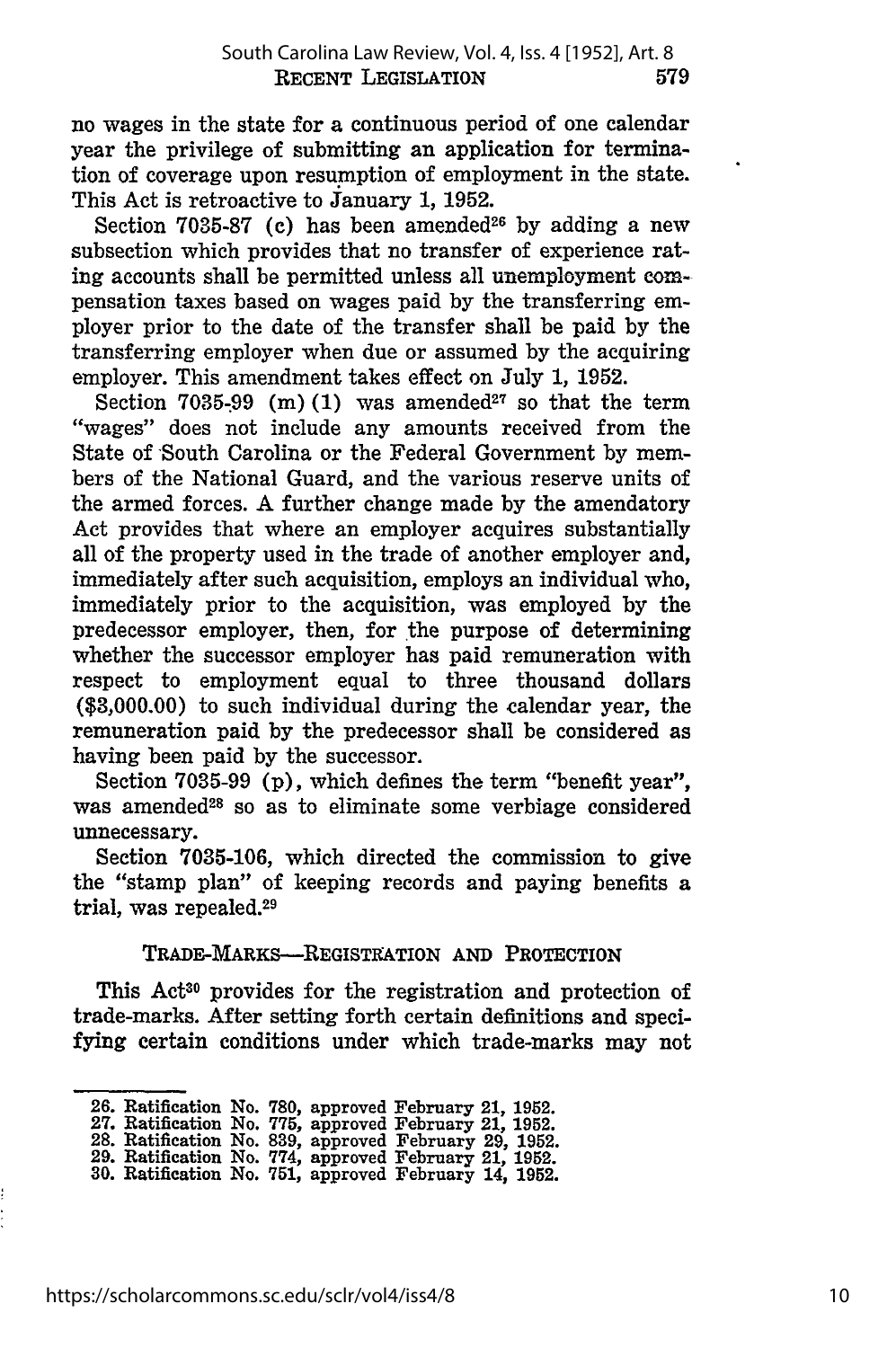no wages in the state for a continuous period of one calendar year the privilege of submitting an application for termination of coverage upon resumption of employment in the state. This Act is retroactive to January 1, 1952.

Section 7035-87 (c) has been amended[26] by adding a new subsection which provides that no transfer of experience rating accounts shall be permitted unless all unemployment compensation taxes based on wages paid by the transferring employer prior to the date of the transfer shall be paid by the transferring employer when due or assumed by the acquiring employer. This amendment takes effect on July 1, 1952.

Section 7035-99 (m) (1) was amended[27] so that the term "wages" does not include any amounts received from the State of South Carolina or the Federal Government by members of the National Guard, and the various reserve units of the armed forces. A further change made by the amendatory Act provides that where an employer acquires substantially all of the property used in the trade of another employer and, immediately after such acquisition, employs an individual who, immediately prior to the acquisition, was employed by the predecessor employer, then, for the purpose of determining whether the successor employer has paid remuneration with respect to employment equal to three thousand dollars ($3,000.00) to such individual during the calendar year, the remuneration paid by the predecessor shall be considered as having been paid by the successor.

Section 7035-99 (p), which defines the term "benefit year", was amended[28] so as to eliminate some verbiage considered unnecessary.

Section 7035-106, which directed the commission to give the "stamp plan" of keeping records and paying benefits a trial, was repealed.[29]

### TRADE-MARKS—REGISTRATION AND PROTECTION

This Act[30] provides for the registration and protection of trade-marks. After setting forth certain definitions and specifying certain conditions under which trade-marks may not

---

26. Ratification No. 780, approved February 21, 1952.
27. Ratification No. 775, approved February 21, 1952.
28. Ratification No. 839, approved February 29, 1952.
29. Ratification No. 774, approved February 21, 1952.
30. Ratification No. 751, approved February 14, 1952.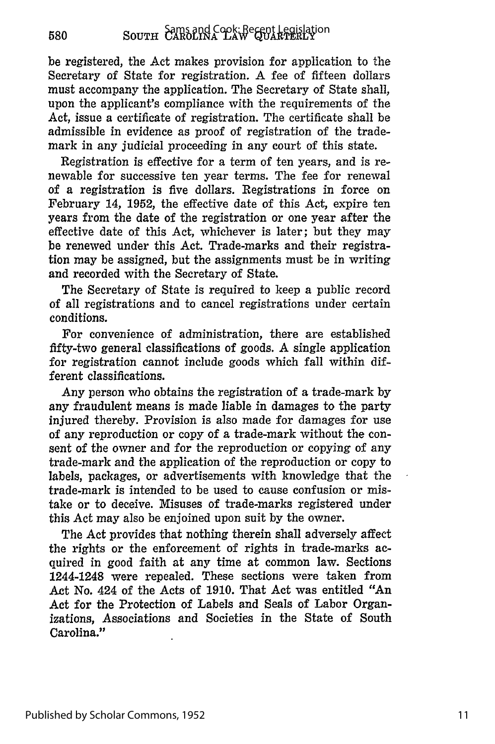be registered, the Act makes provision for application to the Secretary of State for registration. A fee of fifteen dollars must accompany the application. The Secretary of State shall, upon the applicant's compliance with the requirements of the Act, issue a certificate of registration. The certificate shall be admissible in evidence as proof of registration of the trade-mark in any judicial proceeding in any court of this state.

Registration is effective for a term of ten years, and is renewable for successive ten year terms. The fee for renewal of a registration is five dollars. Registrations in force on February 14, 1952, the effective date of this Act, expire ten years from the date of the registration or one year after the effective date of this Act, whichever is later; but they may be renewed under this Act. Trade-marks and their registration may be assigned, but the assignments must be in writing and recorded with the Secretary of State.

The Secretary of State is required to keep a public record of all registrations and to cancel registrations under certain conditions.

For convenience of administration, there are established fifty-two general classifications of goods. A single application for registration cannot include goods which fall within different classifications.

Any person who obtains the registration of a trade-mark by any fraudulent means is made liable in damages to the party injured thereby. Provision is also made for damages for use of any reproduction or copy of a trade-mark without the consent of the owner and for the reproduction or copying of any trade-mark and the application of the reproduction or copy to labels, packages, or advertisements with knowledge that the trade-mark is intended to be used to cause confusion or mistake or to deceive. Misuses of trade-marks registered under this Act may also be enjoined upon suit by the owner.

The Act provides that nothing therein shall adversely affect the rights or the enforcement of rights in trade-marks acquired in good faith at any time at common law. Sections 1244-1248 were repealed. These sections were taken from Act No. 424 of the Acts of 1910. That Act was entitled "An Act for the Protection of Labels and Seals of Labor Organizations, Associations and Societies in the State of South Carolina."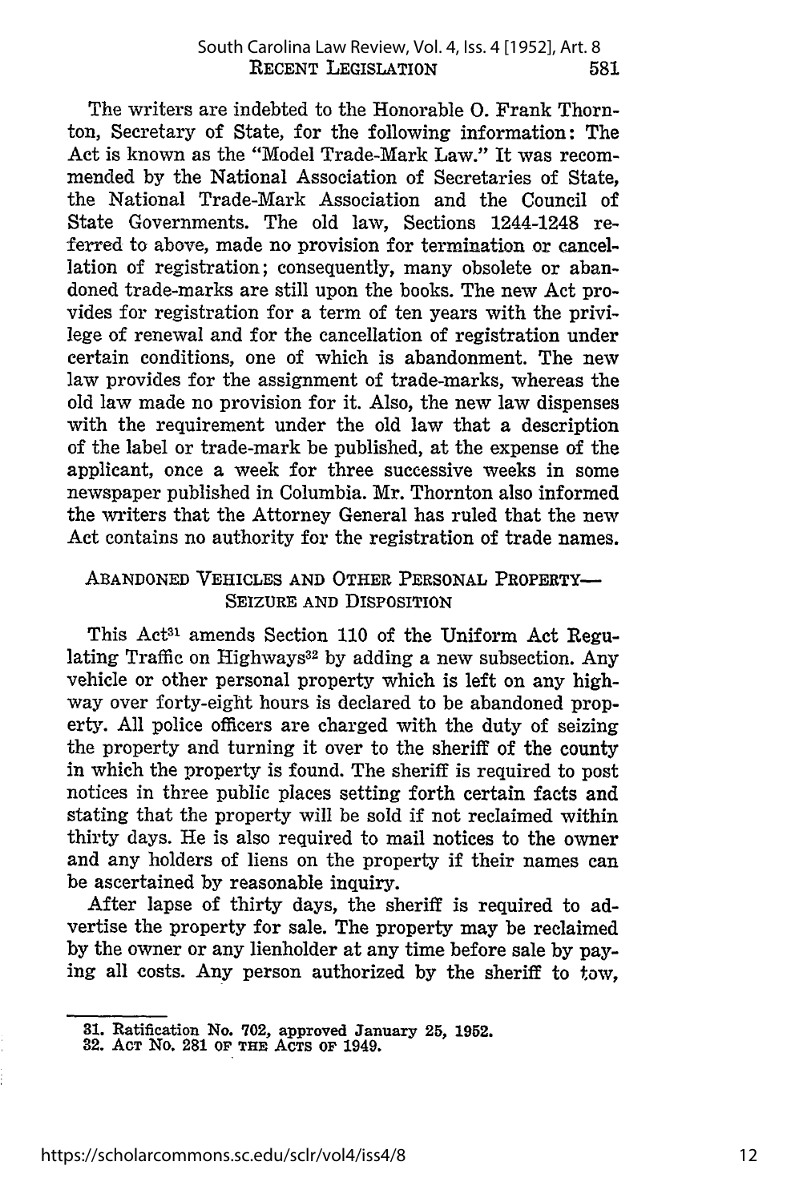The writers are indebted to the Honorable O. Frank Thornton, Secretary of State, for the following information: The Act is known as the "Model Trade-Mark Law." It was recommended by the National Association of Secretaries of State, the National Trade-Mark Association and the Council of State Governments. The old law, Sections 1244-1248 referred to above, made no provision for termination or cancellation of registration; consequently, many obsolete or abandoned trade-marks are still upon the books. The new Act provides for registration for a term of ten years with the privilege of renewal and for the cancellation of registration under certain conditions, one of which is abandonment. The new law provides for the assignment of trade-marks, whereas the old law made no provision for it. Also, the new law dispenses with the requirement under the old law that a description of the label or trade-mark be published, at the expense of the applicant, once a week for three successive weeks in some newspaper published in Columbia. Mr. Thornton also informed the writers that the Attorney General has ruled that the new Act contains no authority for the registration of trade names.

## Abandoned Vehicles and Other Personal Property—Seizure and Disposition

This Act[31] amends Section 110 of the Uniform Act Regulating Traffic on Highways[32] by adding a new subsection. Any vehicle or other personal property which is left on any highway over forty-eight hours is declared to be abandoned property. All police officers are charged with the duty of seizing the property and turning it over to the sheriff of the county in which the property is found. The sheriff is required to post notices in three public places setting forth certain facts and stating that the property will be sold if not reclaimed within thirty days. He is also required to mail notices to the owner and any holders of liens on the property if their names can be ascertained by reasonable inquiry.

After lapse of thirty days, the sheriff is required to advertise the property for sale. The property may be reclaimed by the owner or any lienholder at any time before sale by paying all costs. Any person authorized by the sheriff to tow,

31. Ratification No. 702, approved January 25, 1952.
32. Act No. 281 of the Acts of 1949.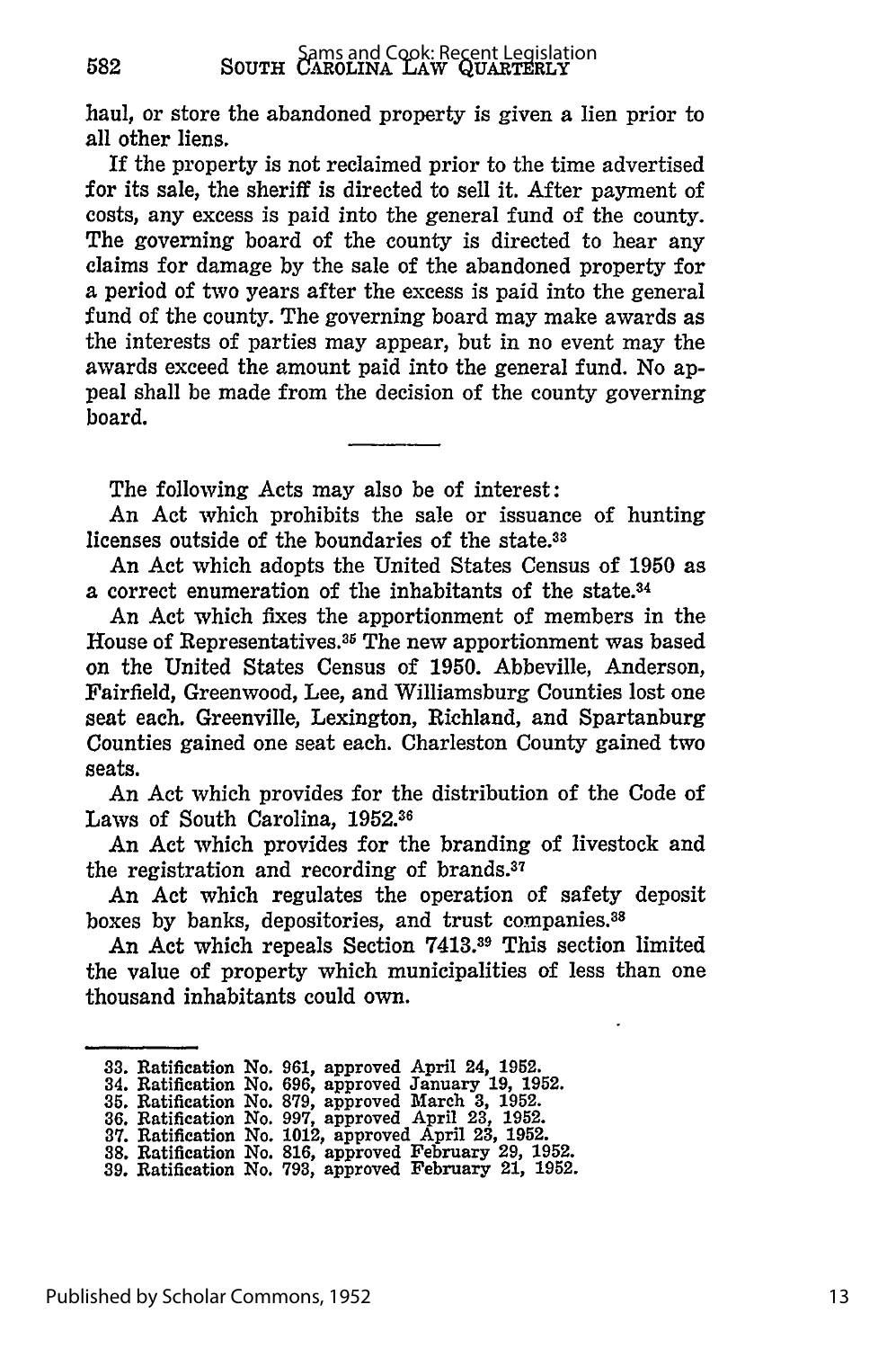haul, or store the abandoned property is given a lien prior to all other liens.

If the property is not reclaimed prior to the time advertised for its sale, the sheriff is directed to sell it. After payment of costs, any excess is paid into the general fund of the county. The governing board of the county is directed to hear any claims for damage by the sale of the abandoned property for a period of two years after the excess is paid into the general fund of the county. The governing board may make awards as the interests of parties may appear, but in no event may the awards exceed the amount paid into the general fund. No appeal shall be made from the decision of the county governing board.

---

The following Acts may also be of interest:

An Act which prohibits the sale or issuance of hunting licenses outside of the boundaries of the state.[33]

An Act which adopts the United States Census of 1950 as a correct enumeration of the inhabitants of the state.[34]

An Act which fixes the apportionment of members in the House of Representatives.[35] The new apportionment was based on the United States Census of 1950. Abbeville, Anderson, Fairfield, Greenwood, Lee, and Williamsburg Counties lost one seat each. Greenville, Lexington, Richland, and Spartanburg Counties gained one seat each. Charleston County gained two seats.

An Act which provides for the distribution of the Code of Laws of South Carolina, 1952.[36]

An Act which provides for the branding of livestock and the registration and recording of brands.[37]

An Act which regulates the operation of safety deposit boxes by banks, depositories, and trust companies.[38]

An Act which repeals Section 7413.[39] This section limited the value of property which municipalities of less than one thousand inhabitants could own.

---

33. Ratification No. 961, approved April 24, 1952.
34. Ratification No. 696, approved January 19, 1952.
35. Ratification No. 879, approved March 3, 1952.
36. Ratification No. 997, approved April 23, 1952.
37. Ratification No. 1012, approved April 23, 1952.
38. Ratification No. 816, approved February 29, 1952.
39. Ratification No. 793, approved February 21, 1952.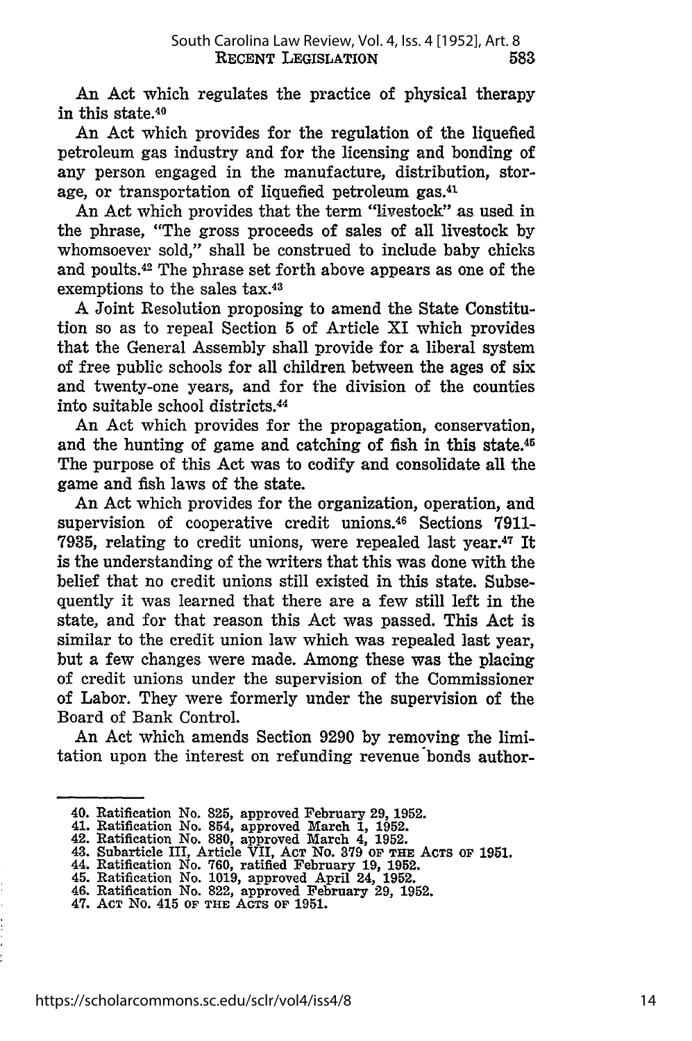An Act which regulates the practice of physical therapy in this state.[40]

An Act which provides for the regulation of the liquefied petroleum gas industry and for the licensing and bonding of any person engaged in the manufacture, distribution, storage, or transportation of liquefied petroleum gas.[41]

An Act which provides that the term "livestock" as used in the phrase, "The gross proceeds of sales of all livestock by whomsoever sold," shall be construed to include baby chicks and poults.[42] The phrase set forth above appears as one of the exemptions to the sales tax.[43]

A Joint Resolution proposing to amend the State Constitution so as to repeal Section 5 of Article XI which provides that the General Assembly shall provide for a liberal system of free public schools for all children between the ages of six and twenty-one years, and for the division of the counties into suitable school districts.[44]

An Act which provides for the propagation, conservation, and the hunting of game and catching of fish in this state.[45] The purpose of this Act was to codify and consolidate all the game and fish laws of the state.

An Act which provides for the organization, operation, and supervision of cooperative credit unions.[46] Sections 7911-7935, relating to credit unions, were repealed last year.[47] It is the understanding of the writers that this was done with the belief that no credit unions still existed in this state. Subsequently it was learned that there are a few still left in the state, and for that reason this Act was passed. This Act is similar to the credit union law which was repealed last year, but a few changes were made. Among these was the placing of credit unions under the supervision of the Commissioner of Labor. They were formerly under the supervision of the Board of Bank Control.

An Act which amends Section 9290 by removing the limitation upon the interest on refunding revenue bonds author-

---

40. Ratification No. 825, approved February 29, 1952.
41. Ratification No. 854, approved March 1, 1952.
42. Ratification No. 880, approved March 4, 1952.
43. Subarticle III, Article VII, ACT NO. 379 OF THE ACTS OF 1951.
44. Ratification No. 760, ratified February 19, 1952.
45. Ratification No. 1019, approved April 24, 1952.
46. Ratification No. 822, approved February 29, 1952.
47. ACT NO. 415 OF THE ACTS OF 1951.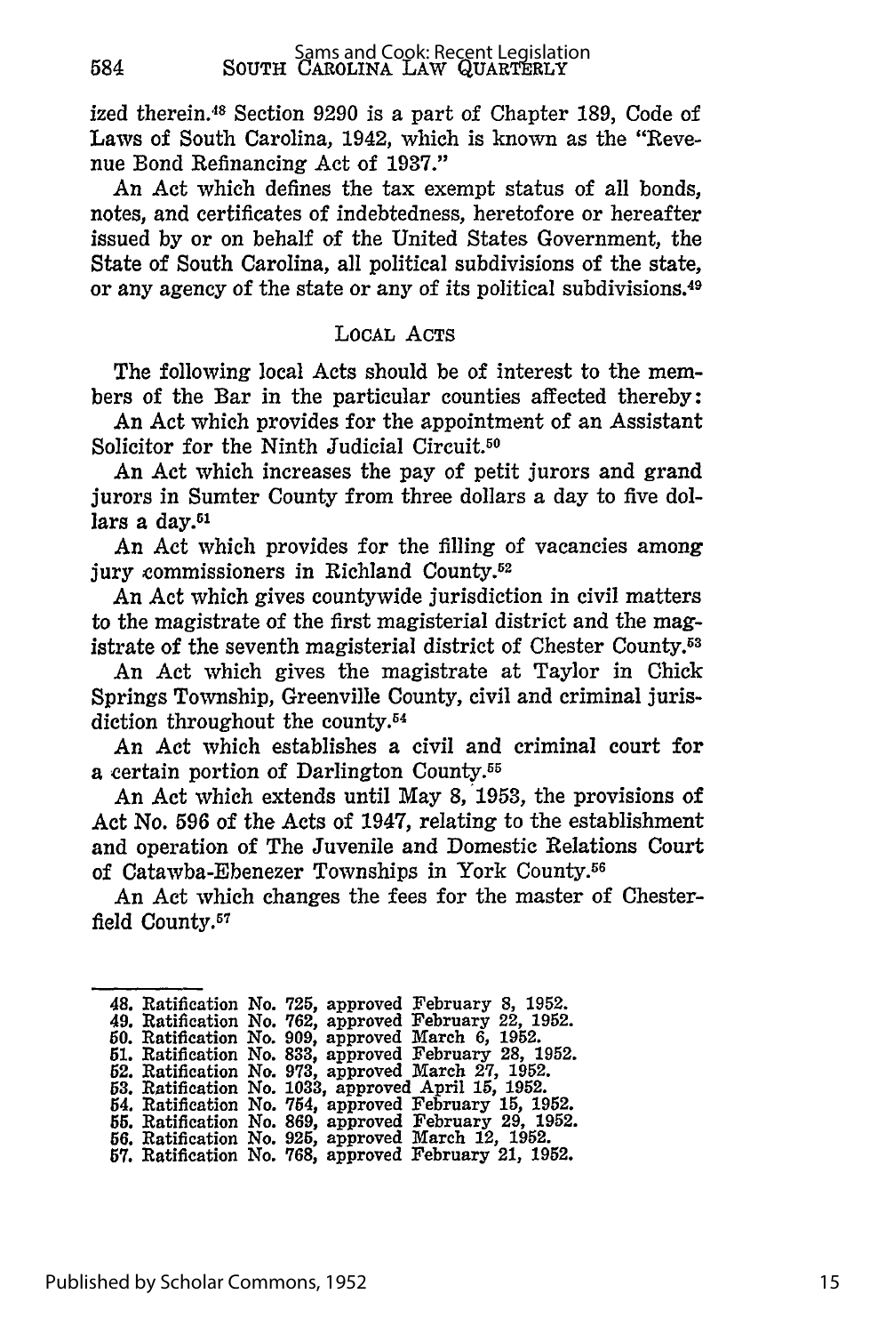ized therein.[48] Section 9290 is a part of Chapter 189, Code of Laws of South Carolina, 1942, which is known as the "Revenue Bond Refinancing Act of 1937."

An Act which defines the tax exempt status of all bonds, notes, and certificates of indebtedness, heretofore or hereafter issued by or on behalf of the United States Government, the State of South Carolina, all political subdivisions of the state, or any agency of the state or any of its political subdivisions.[49]

## LOCAL ACTS

The following local Acts should be of interest to the members of the Bar in the particular counties affected thereby:

An Act which provides for the appointment of an Assistant Solicitor for the Ninth Judicial Circuit.[50]

An Act which increases the pay of petit jurors and grand jurors in Sumter County from three dollars a day to five dollars a day.[51]

An Act which provides for the filling of vacancies among jury commissioners in Richland County.[52]

An Act which gives countywide jurisdiction in civil matters to the magistrate of the first magisterial district and the magistrate of the seventh magisterial district of Chester County.[53]

An Act which gives the magistrate at Taylor in Chick Springs Township, Greenville County, civil and criminal jurisdiction throughout the county.[54]

An Act which establishes a civil and criminal court for a certain portion of Darlington County.[55]

An Act which extends until May 8, 1953, the provisions of Act No. 596 of the Acts of 1947, relating to the establishment and operation of The Juvenile and Domestic Relations Court of Catawba-Ebenezer Townships in York County.[56]

An Act which changes the fees for the master of Chesterfield County.[57]

---

48. Ratification No. 725, approved February 8, 1952.
49. Ratification No. 762, approved February 22, 1952.
50. Ratification No. 909, approved March 6, 1952.
51. Ratification No. 833, approved February 28, 1952.
52. Ratification No. 973, approved March 27, 1952.
53. Ratification No. 1033, approved April 15, 1952.
54. Ratification No. 754, approved February 15, 1952.
55. Ratification No. 869, approved February 29, 1952.
56. Ratification No. 925, approved March 12, 1952.
57. Ratification No. 768, approved February 21, 1952.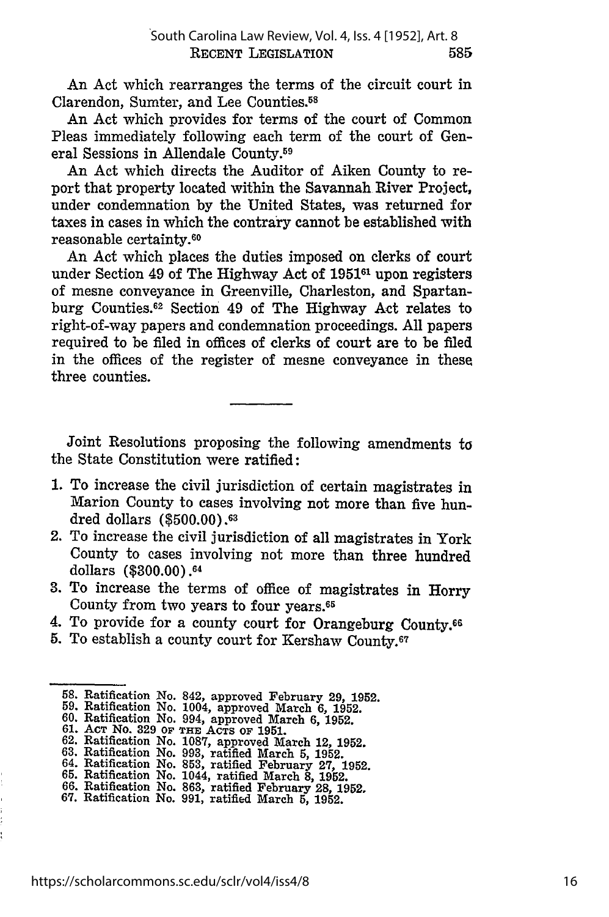An Act which rearranges the terms of the circuit court in Clarendon, Sumter, and Lee Counties.[58]

An Act which provides for terms of the court of Common Pleas immediately following each term of the court of General Sessions in Allendale County.[59]

An Act which directs the Auditor of Aiken County to report that property located within the Savannah River Project, under condemnation by the United States, was returned for taxes in cases in which the contrary cannot be established with reasonable certainty.[60]

An Act which places the duties imposed on clerks of court under Section 49 of The Highway Act of 1951[61] upon registers of mesne conveyance in Greenville, Charleston, and Spartanburg Counties.[62] Section 49 of The Highway Act relates to right-of-way papers and condemnation proceedings. All papers required to be filed in offices of clerks of court are to be filed in the offices of the register of mesne conveyance in these three counties.

---

Joint Resolutions proposing the following amendments to the State Constitution were ratified:

1. To increase the civil jurisdiction of certain magistrates in Marion County to cases involving not more than five hundred dollars ($500.00).[63]
2. To increase the civil jurisdiction of all magistrates in York County to cases involving not more than three hundred dollars ($300.00).[64]
3. To increase the terms of office of magistrates in Horry County from two years to four years.[65]
4. To provide for a county court for Orangeburg County.[66]
5. To establish a county court for Kershaw County.[67]

---

58. Ratification No. 842, approved February 29, 1952.
59. Ratification No. 1004, approved March 6, 1952.
60. Ratification No. 994, approved March 6, 1952.
61. ACT NO. 329 OF THE ACTS OF 1951.
62. Ratification No. 1087, approved March 12, 1952.
63. Ratification No. 993, ratified March 5, 1952.
64. Ratification No. 853, ratified February 27, 1952.
65. Ratification No. 1044, ratified March 8, 1952.
66. Ratification No. 863, ratified February 28, 1952.
67. Ratification No. 991, ratified March 5, 1952.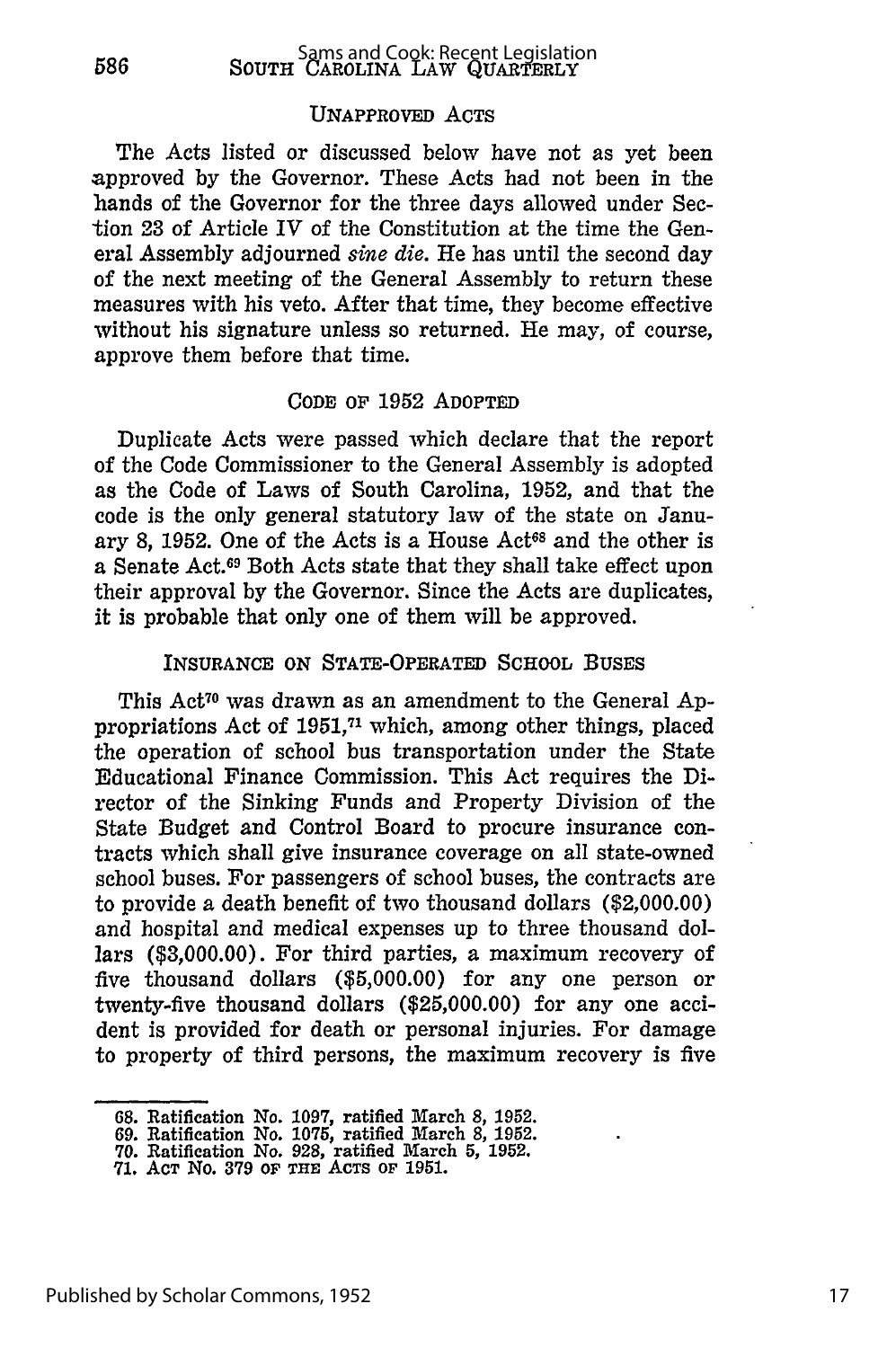## UNAPPROVED ACTS

The Acts listed or discussed below have not as yet been approved by the Governor. These Acts had not been in the hands of the Governor for the three days allowed under Section 23 of Article IV of the Constitution at the time the General Assembly adjourned *sine die*. He has until the second day of the next meeting of the General Assembly to return these measures with his veto. After that time, they become effective without his signature unless so returned. He may, of course, approve them before that time.

### CODE OF 1952 ADOPTED

Duplicate Acts were passed which declare that the report of the Code Commissioner to the General Assembly is adopted as the Code of Laws of South Carolina, 1952, and that the code is the only general statutory law of the state on January 8, 1952. One of the Acts is a House Act[68] and the other is a Senate Act.[69] Both Acts state that they shall take effect upon their approval by the Governor. Since the Acts are duplicates, it is probable that only one of them will be approved.

### INSURANCE ON STATE-OPERATED SCHOOL BUSES

This Act[70] was drawn as an amendment to the General Appropriations Act of 1951,[71] which, among other things, placed the operation of school bus transportation under the State Educational Finance Commission. This Act requires the Director of the Sinking Funds and Property Division of the State Budget and Control Board to procure insurance contracts which shall give insurance coverage on all state-owned school buses. For passengers of school buses, the contracts are to provide a death benefit of two thousand dollars ($2,000.00) and hospital and medical expenses up to three thousand dollars ($3,000.00). For third parties, a maximum recovery of five thousand dollars ($5,000.00) for any one person or twenty-five thousand dollars ($25,000.00) for any one accident is provided for death or personal injuries. For damage to property of third persons, the maximum recovery is five

---

68. Ratification No. 1097, ratified March 8, 1952.
69. Ratification No. 1075, ratified March 8, 1952.
70. Ratification No. 928, ratified March 5, 1952.
71. ACT No. 379 OF THE ACTS OF 1951.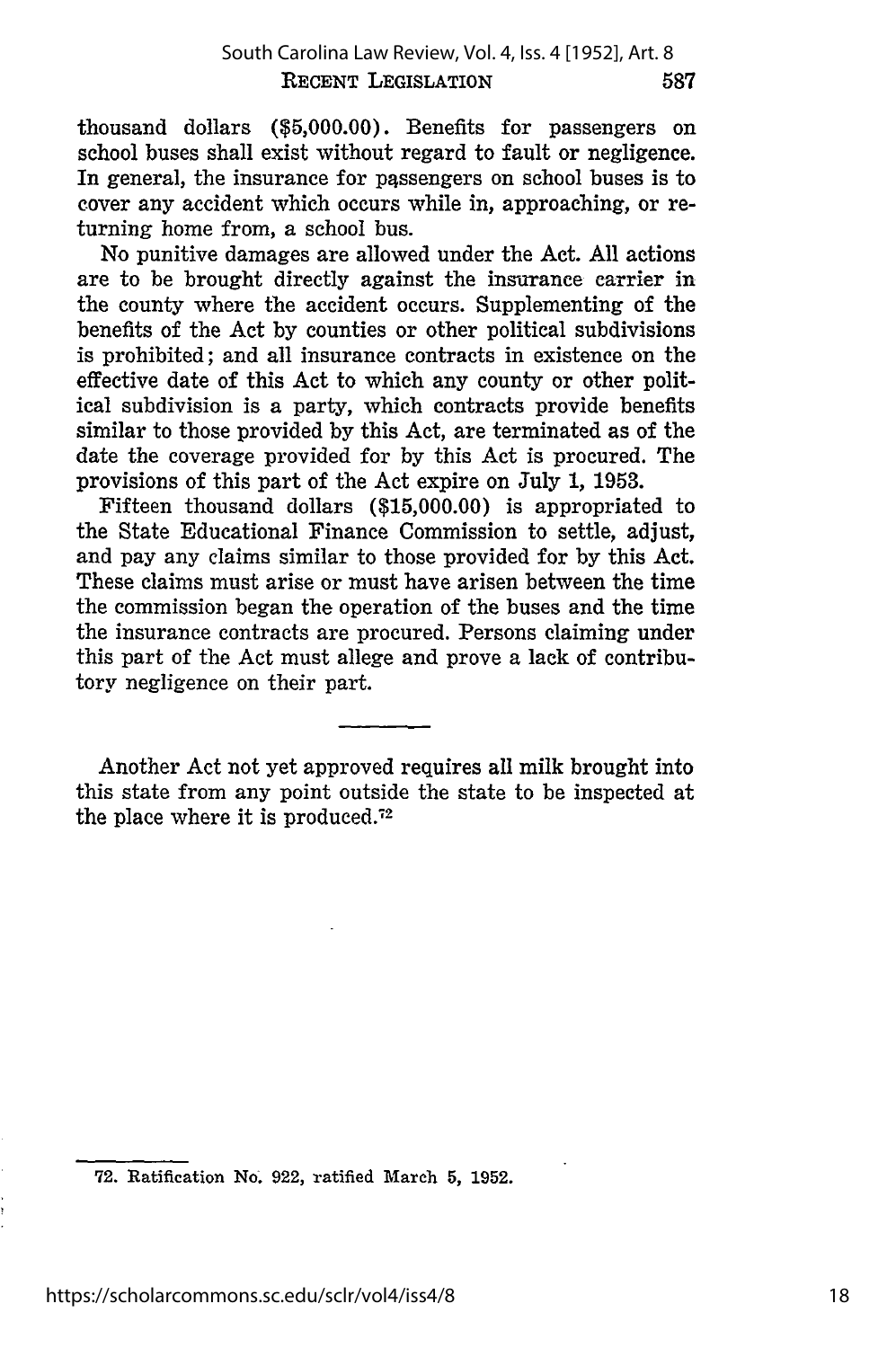thousand dollars ($5,000.00). Benefits for passengers on school buses shall exist without regard to fault or negligence. In general, the insurance for passengers on school buses is to cover any accident which occurs while in, approaching, or returning home from, a school bus.

No punitive damages are allowed under the Act. All actions are to be brought directly against the insurance carrier in the county where the accident occurs. Supplementing of the benefits of the Act by counties or other political subdivisions is prohibited; and all insurance contracts in existence on the effective date of this Act to which any county or other political subdivision is a party, which contracts provide benefits similar to those provided by this Act, are terminated as of the date the coverage provided for by this Act is procured. The provisions of this part of the Act expire on July 1, 1953.

Fifteen thousand dollars ($15,000.00) is appropriated to the State Educational Finance Commission to settle, adjust, and pay any claims similar to those provided for by this Act. These claims must arise or must have arisen between the time the commission began the operation of the buses and the time the insurance contracts are procured. Persons claiming under this part of the Act must allege and prove a lack of contributory negligence on their part.

---

Another Act not yet approved requires all milk brought into this state from any point outside the state to be inspected at the place where it is produced.[72]

---

72. Ratification No. 922, ratified March 5, 1952.